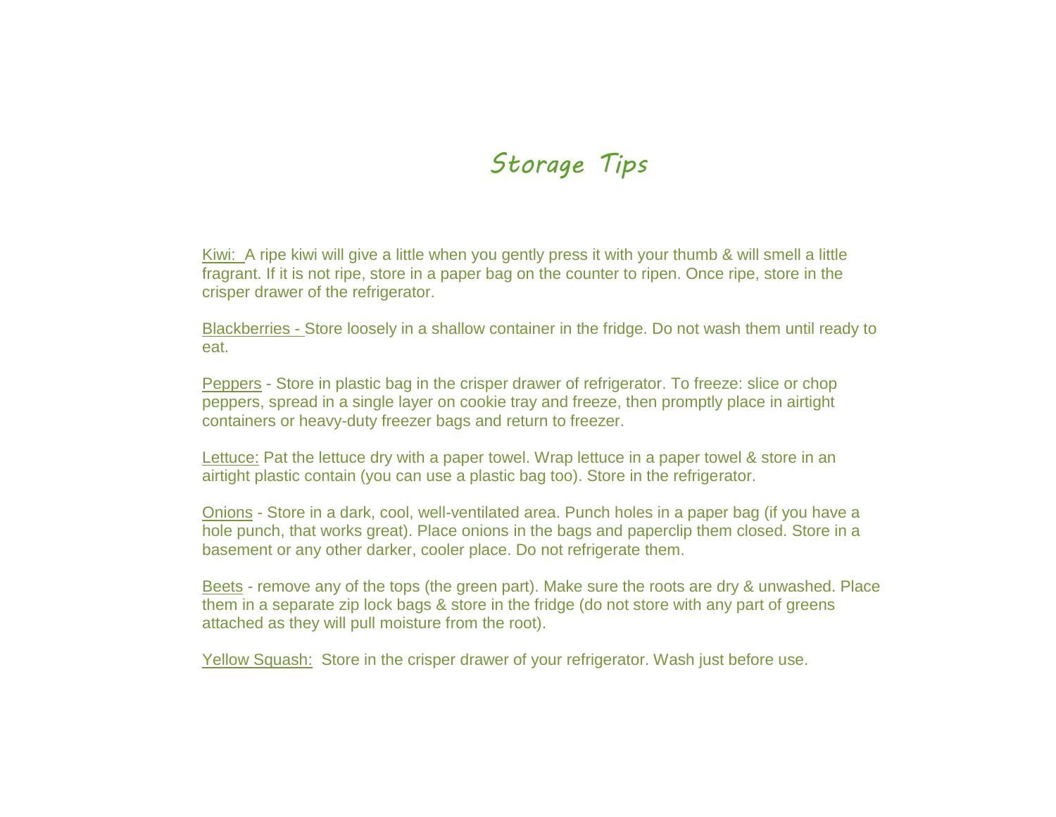# Storage Tips

Kiwi: A ripe kiwi will give a little when you gently press it with your thumb & will smell a little fragrant. If it is not ripe, store in a paper bag on the counter to ripen. Once ripe, store in the crisper drawer of the refrigerator.

Blackberries - Store loosely in a shallow container in the fridge. Do not wash them until ready to eat.

Peppers - Store in plastic bag in the crisper drawer of refrigerator. To freeze: slice or chop peppers, spread in a single layer on cookie tray and freeze, then promptly place in airtight containers or heavy-duty freezer bags and return to freezer.

Lettuce: Pat the lettuce dry with a paper towel. Wrap lettuce in a paper towel & store in an airtight plastic contain (you can use a plastic bag too). Store in the refrigerator.

Onions - Store in a dark, cool, well-ventilated area. Punch holes in a paper bag (if you have a hole punch, that works great). Place onions in the bags and paperclip them closed. Store in a basement or any other darker, cooler place. Do not refrigerate them.

Beets - remove any of the tops (the green part). Make sure the roots are dry & unwashed. Place them in a separate zip lock bags & store in the fridge (do not store with any part of greens attached as they will pull moisture from the root).

Yellow Squash: Store in the crisper drawer of your refrigerator. Wash just before use.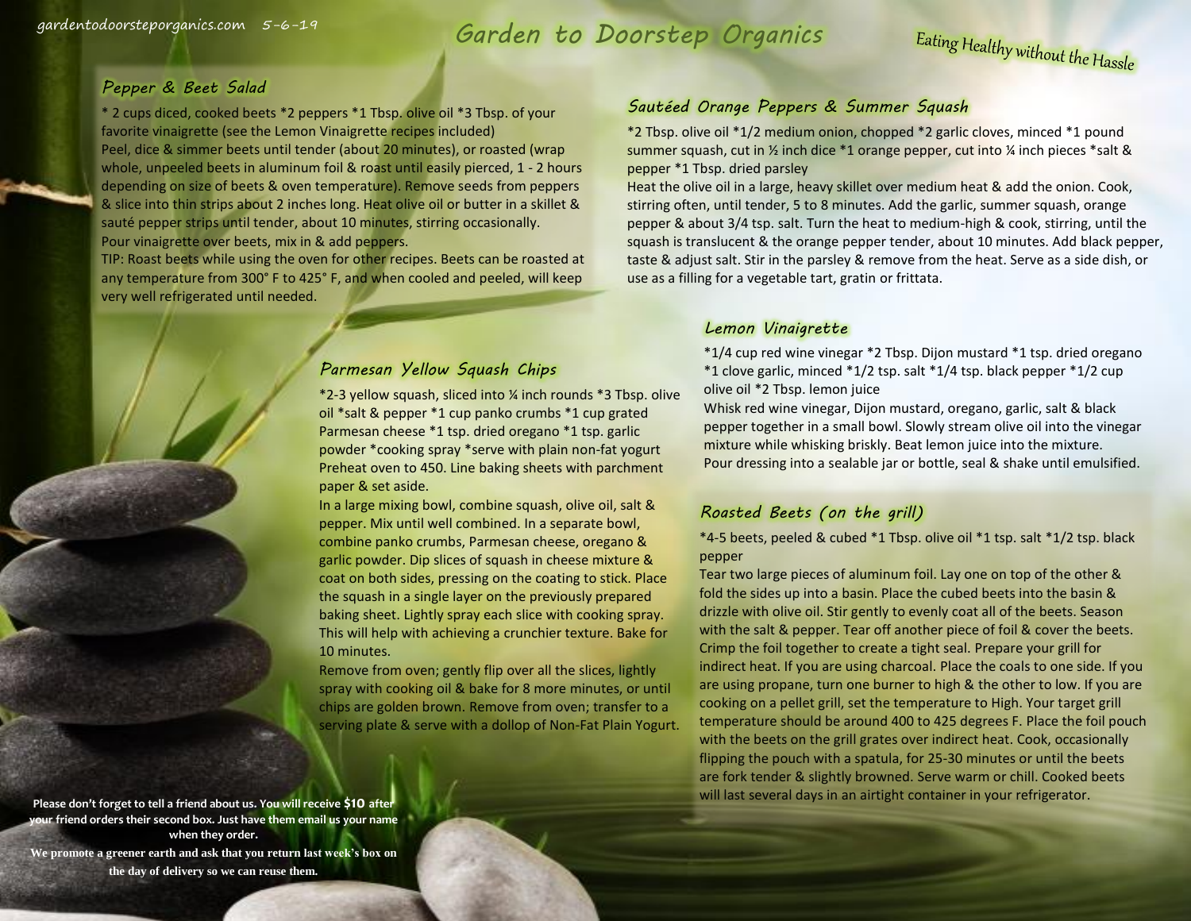gardentodoorsteporganics.com 5-6-19

# Garden to Doorstep Organics

Eating Healthy without the Hassle

## Pepper & Beet Salad

* 2 cups diced, cooked beets *2 peppers *1 Tbsp. olive oil *3 Tbsp. of your favorite vinaigrette (see the Lemon Vinaigrette recipes included)

Peel, dice & simmer beets until tender (about 20 minutes), or roasted (wrap whole, unpeeled beets in aluminum foil & roast until easily pierced, 1 - 2 hours depending on size of beets & oven temperature). Remove seeds from peppers & slice into thin strips about 2 inches long. Heat olive oil or butter in a skillet & sauté pepper strips until tender, about 10 minutes, stirring occasionally. Pour vinaigrette over beets, mix in & add peppers.

TIP: Roast beets while using the oven for other recipes. Beets can be roasted at any temperature from 300° F to 425° F, and when cooled and peeled, will keep very well refrigerated until needed.

## Parmesan Yellow Squash Chips

*2-3 yellow squash, sliced into ¼ inch rounds *3 Tbsp. olive oil *salt & pepper *1 cup panko crumbs *1 cup grated Parmesan cheese *1 tsp. dried oregano *1 tsp. garlic powder *cooking spray *serve with plain non-fat yogurt

Preheat oven to 450. Line baking sheets with parchment paper & set aside.

In a large mixing bowl, combine squash, olive oil, salt & pepper. Mix until well combined. In a separate bowl, combine panko crumbs, Parmesan cheese, oregano & garlic powder. Dip slices of squash in cheese mixture & coat on both sides, pressing on the coating to stick. Place the squash in a single layer on the previously prepared baking sheet. Lightly spray each slice with cooking spray. This will help with achieving a crunchier texture. Bake for 10 minutes.

Remove from oven; gently flip over all the slices, lightly spray with cooking oil & bake for 8 more minutes, or until chips are golden brown. Remove from oven; transfer to a serving plate & serve with a dollop of Non-Fat Plain Yogurt.

## Sautéed Orange Peppers & Summer Squash

*2 Tbsp. olive oil *1/2 medium onion, chopped *2 garlic cloves, minced *1 pound summer squash, cut in ½ inch dice *1 orange pepper, cut into ¼ inch pieces *salt & pepper *1 Tbsp. dried parsley

Heat the olive oil in a large, heavy skillet over medium heat & add the onion. Cook, stirring often, until tender, 5 to 8 minutes. Add the garlic, summer squash, orange pepper & about 3/4 tsp. salt. Turn the heat to medium-high & cook, stirring, until the squash is translucent & the orange pepper tender, about 10 minutes. Add black pepper, taste & adjust salt. Stir in the parsley & remove from the heat. Serve as a side dish, or use as a filling for a vegetable tart, gratin or frittata.

## Lemon Vinaigrette

*1/4 cup red wine vinegar *2 Tbsp. Dijon mustard *1 tsp. dried oregano *1 clove garlic, minced *1/2 tsp. salt *1/4 tsp. black pepper *1/2 cup olive oil *2 Tbsp. lemon juice

Whisk red wine vinegar, Dijon mustard, oregano, garlic, salt & black pepper together in a small bowl. Slowly stream olive oil into the vinegar mixture while whisking briskly. Beat lemon juice into the mixture. Pour dressing into a sealable jar or bottle, seal & shake until emulsified.

## Roasted Beets (on the grill)

*4-5 beets, peeled & cubed *1 Tbsp. olive oil *1 tsp. salt *1/2 tsp. black pepper

Tear two large pieces of aluminum foil. Lay one on top of the other & fold the sides up into a basin. Place the cubed beets into the basin & drizzle with olive oil. Stir gently to evenly coat all of the beets. Season with the salt & pepper. Tear off another piece of foil & cover the beets. Crimp the foil together to create a tight seal. Prepare your grill for indirect heat. If you are using charcoal. Place the coals to one side. If you are using propane, turn one burner to high & the other to low. If you are cooking on a pellet grill, set the temperature to High. Your target grill temperature should be around 400 to 425 degrees F. Place the foil pouch with the beets on the grill grates over indirect heat. Cook, occasionally flipping the pouch with a spatula, for 25-30 minutes or until the beets are fork tender & slightly browned. Serve warm or chill. Cooked beets will last several days in an airtight container in your refrigerator.

**Please don't forget to tell a friend about us. You will receive $10 after your friend orders their second box. Just have them email us your name when they order.**

**We promote a greener earth and ask that you return last week's box on the day of delivery so we can reuse them.**